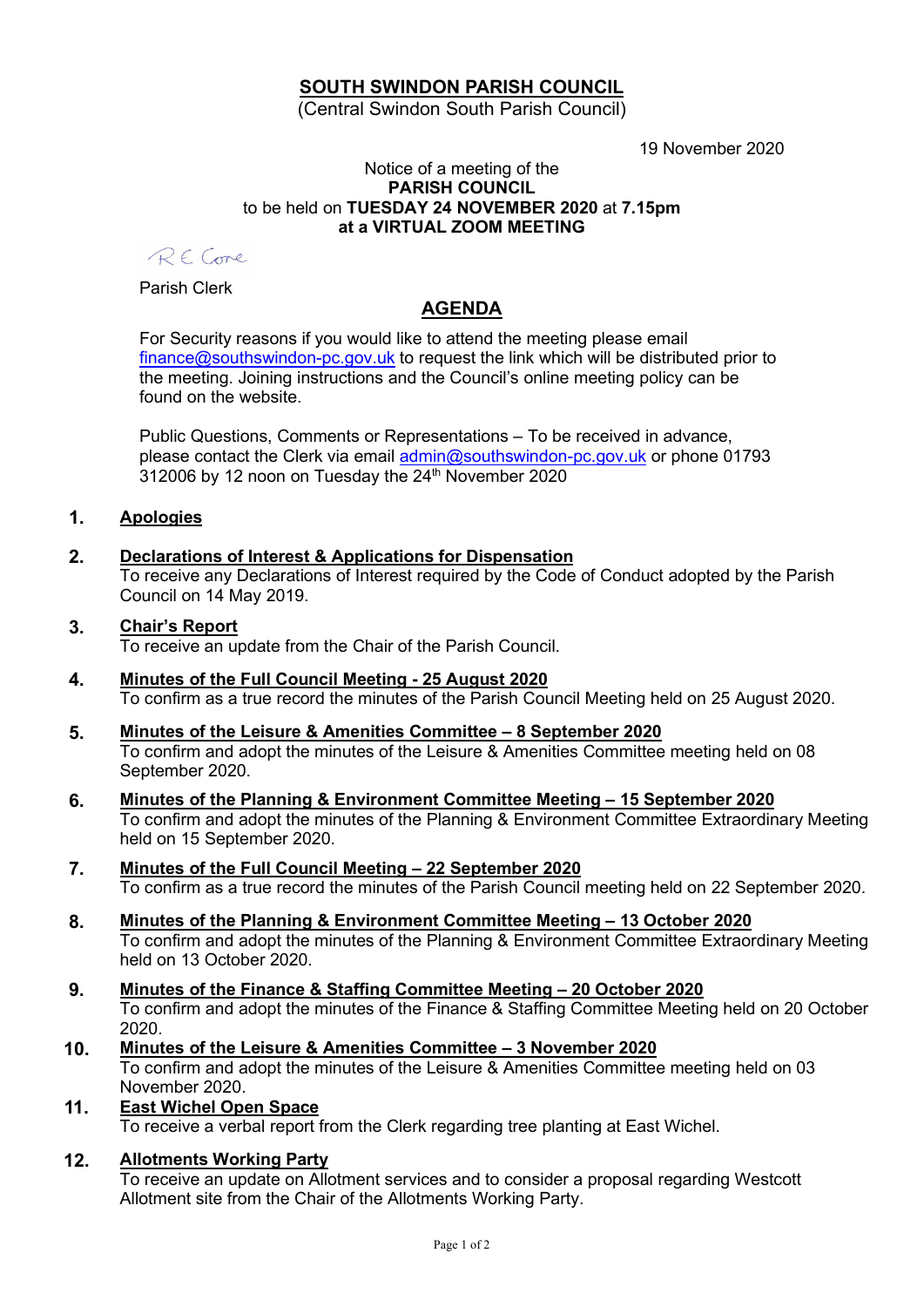# SOUTH SWINDON PARISH COUNCIL

(Central Swindon South Parish Council)

19 November 2020

Notice of a meeting of the
**PARISH COUNCIL**
to be held on **TUESDAY 24 NOVEMBER 2020** at **7.15pm**
**at a VIRTUAL ZOOM MEETING**

R E Cone

Parish Clerk

## AGENDA

For Security reasons if you would like to attend the meeting please email finance@southswindon-pc.gov.uk to request the link which will be distributed prior to the meeting. Joining instructions and the Council's online meeting policy can be found on the website.

Public Questions, Comments or Representations – To be received in advance, please contact the Clerk via email admin@southswindon-pc.gov.uk or phone 01793 312006 by 12 noon on Tuesday the 24th November 2020

**1. Apologies**

**2. Declarations of Interest & Applications for Dispensation**
To receive any Declarations of Interest required by the Code of Conduct adopted by the Parish Council on 14 May 2019.

**3. Chair's Report**
To receive an update from the Chair of the Parish Council.

**4. Minutes of the Full Council Meeting - 25 August 2020**
To confirm as a true record the minutes of the Parish Council Meeting held on 25 August 2020.

**5. Minutes of the Leisure & Amenities Committee – 8 September 2020**
To confirm and adopt the minutes of the Leisure & Amenities Committee meeting held on 08 September 2020.

**6. Minutes of the Planning & Environment Committee Meeting – 15 September 2020**
To confirm and adopt the minutes of the Planning & Environment Committee Extraordinary Meeting held on 15 September 2020.

**7. Minutes of the Full Council Meeting – 22 September 2020**
To confirm as a true record the minutes of the Parish Council meeting held on 22 September 2020.

**8. Minutes of the Planning & Environment Committee Meeting – 13 October 2020**
To confirm and adopt the minutes of the Planning & Environment Committee Extraordinary Meeting held on 13 October 2020.

**9. Minutes of the Finance & Staffing Committee Meeting – 20 October 2020**
To confirm and adopt the minutes of the Finance & Staffing Committee Meeting held on 20 October 2020.

**10. Minutes of the Leisure & Amenities Committee – 3 November 2020**
To confirm and adopt the minutes of the Leisure & Amenities Committee meeting held on 03 November 2020.

**11. East Wichel Open Space**
To receive a verbal report from the Clerk regarding tree planting at East Wichel.

**12. Allotments Working Party**
To receive an update on Allotment services and to consider a proposal regarding Westcott Allotment site from the Chair of the Allotments Working Party.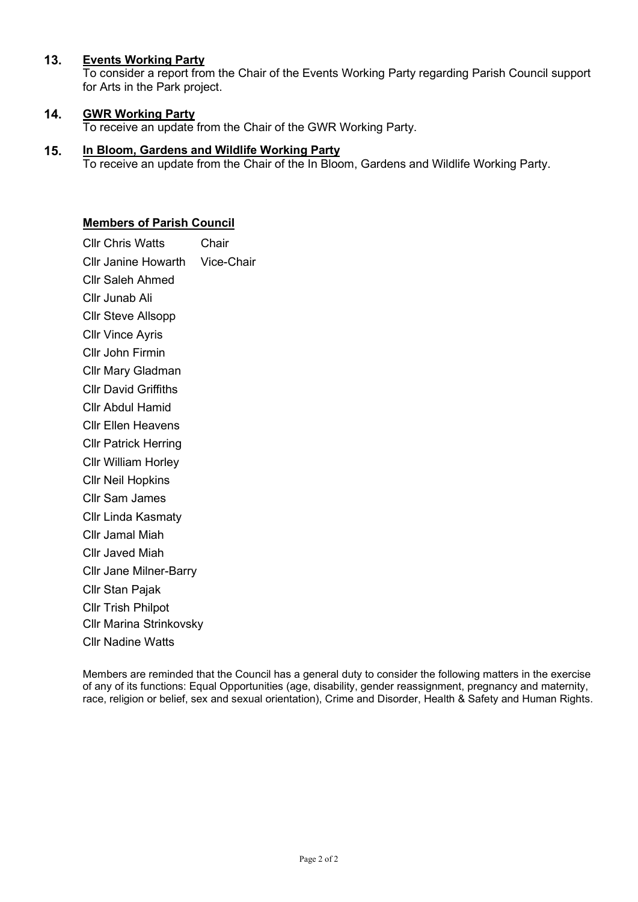**13. Events Working Party**

To consider a report from the Chair of the Events Working Party regarding Parish Council support for Arts in the Park project.

**14. GWR Working Party**

To receive an update from the Chair of the GWR Working Party.

**15. In Bloom, Gardens and Wildlife Working Party**

To receive an update from the Chair of the In Bloom, Gardens and Wildlife Working Party.

**Members of Parish Council**

Cllr Chris Watts Chair
Cllr Janine Howarth Vice-Chair
Cllr Saleh Ahmed
Cllr Junab Ali
Cllr Steve Allsopp
Cllr Vince Ayris
Cllr John Firmin
Cllr Mary Gladman
Cllr David Griffiths
Cllr Abdul Hamid
Cllr Ellen Heavens
Cllr Patrick Herring
Cllr William Horley
Cllr Neil Hopkins
Cllr Sam James
Cllr Linda Kasmaty
Cllr Jamal Miah
Cllr Javed Miah
Cllr Jane Milner-Barry
Cllr Stan Pajak
Cllr Trish Philpot
Cllr Marina Strinkovsky
Cllr Nadine Watts

Members are reminded that the Council has a general duty to consider the following matters in the exercise of any of its functions: Equal Opportunities (age, disability, gender reassignment, pregnancy and maternity, race, religion or belief, sex and sexual orientation), Crime and Disorder, Health & Safety and Human Rights.